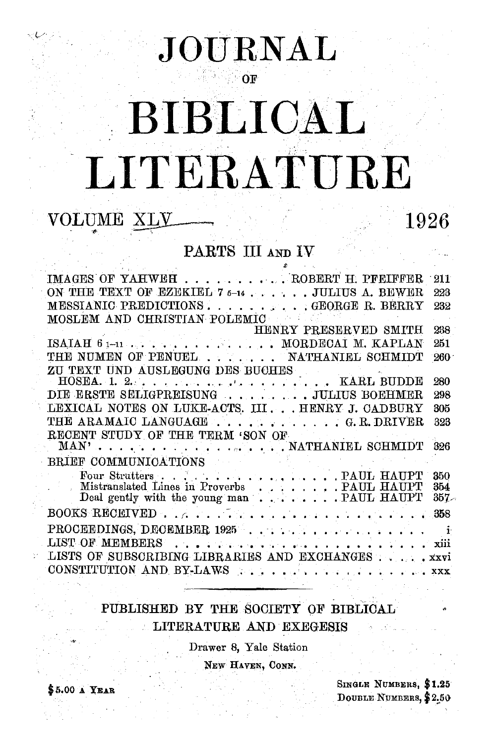# JOURNAL

OF

# BIBLICAL

# LITERATURE

**VOLUME XLV** **1926**

## PARTS III AND IV

| | | |
|---|---|---|
| IMAGES OF YAHWEH | ROBERT H. PFEIFFER | 211 |
| ON THE TEXT OF EZEKIEL 7 5–14 | JULIUS A. BEWER | 223 |
| MESSIANIC PREDICTIONS | GEORGE R. BERRY | 232 |
| MOSLEM AND CHRISTIAN POLEMIC | HENRY PRESERVED SMITH | 238 |
| ISAIAH 6 1–11 | MORDECAI M. KAPLAN | 251 |
| THE NUMEN OF PENUEL | NATHANIEL SCHMIDT | 260 |
| ZU TEXT UND AUSLEGUNG DES BUCHES HOSEA. 1. 2. | KARL BUDDE | 280 |
| DIE ERSTE SELIGPREISUNG | JULIUS BOEHMER | 298 |
| LEXICAL NOTES ON LUKE-ACTS. III. | HENRY J. CADBURY | 305 |
| THE ARAMAIC LANGUAGE | G. R. DRIVER | 323 |
| RECENT STUDY OF THE TERM 'SON OF MAN' | NATHANIEL SCHMIDT | 326 |
| BRIEF COMMUNICATIONS | | |
| Four Strutters | PAUL HAUPT | 350 |
| Mistranslated Lines in Proverbs | PAUL HAUPT | 354 |
| Deal gently with the young man | PAUL HAUPT | 357 |
| BOOKS RECEIVED | | 358 |
| PROCEEDINGS, DECEMBER 1925 | | i |
| LIST OF MEMBERS | | xiii |
| LISTS OF SUBSCRIBING LIBRARIES AND EXCHANGES | | xxvi |
| CONSTITUTION AND BY-LAWS | | xxx |

PUBLISHED BY THE SOCIETY OF BIBLICAL LITERATURE AND EXEGESIS

Drawer 8, Yale Station

NEW HAVEN, CONN.

$5.00 A YEAR

SINGLE NUMBERS, $1.25
DOUBLE NUMBERS, $2.50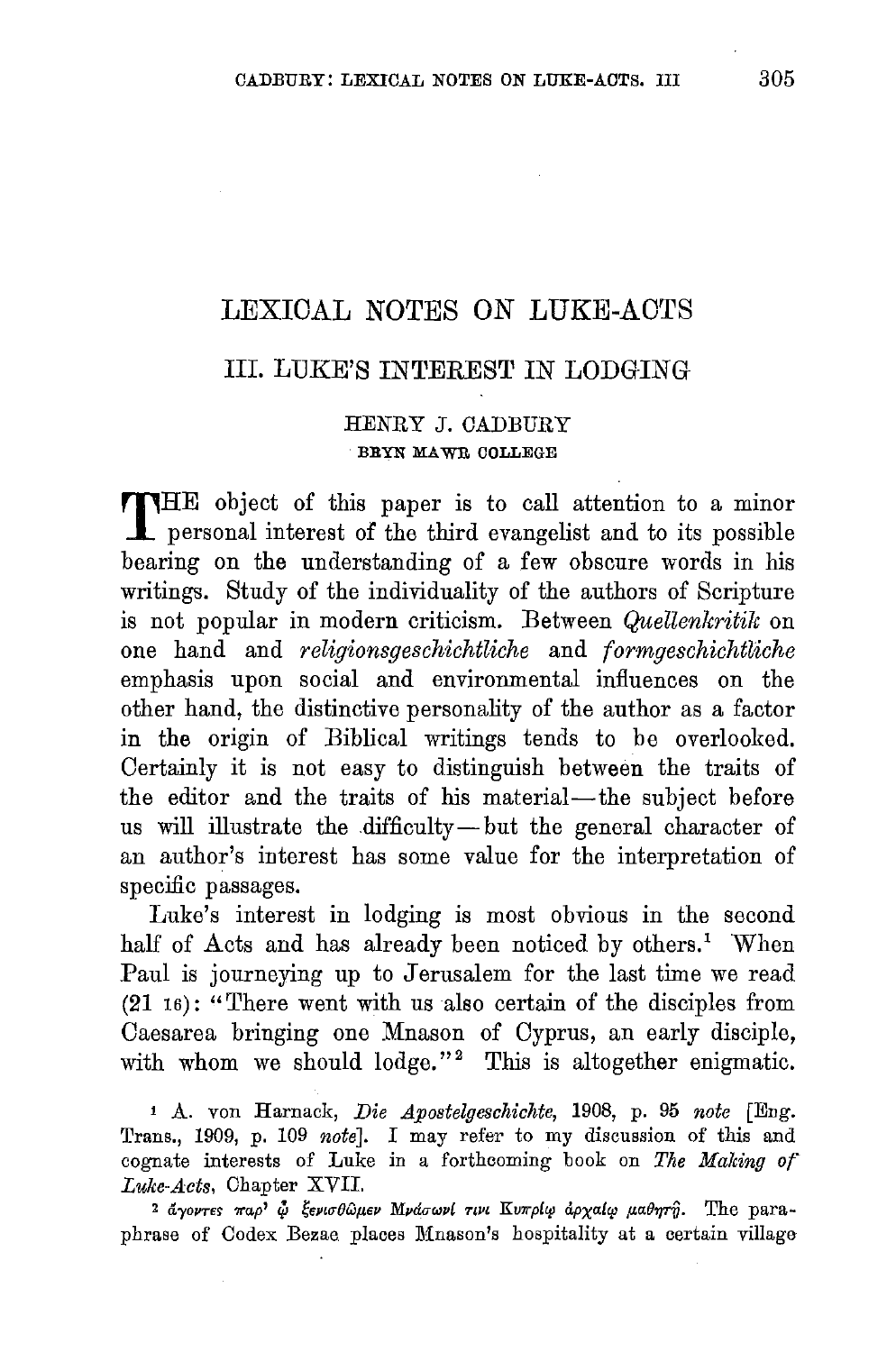# LEXICAL NOTES ON LUKE-ACTS

## III. LUKE'S INTEREST IN LODGING

HENRY J. CADBURY
BRYN MAWR COLLEGE

THE object of this paper is to call attention to a minor personal interest of the third evangelist and to its possible bearing on the understanding of a few obscure words in his writings. Study of the individuality of the authors of Scripture is not popular in modern criticism. Between *Quellenkritik* on one hand and *religionsgeschichtliche* and *formgeschichtliche* emphasis upon social and environmental influences on the other hand, the distinctive personality of the author as a factor in the origin of Biblical writings tends to be overlooked. Certainly it is not easy to distinguish between the traits of the editor and the traits of his material—the subject before us will illustrate the difficulty—but the general character of an author's interest has some value for the interpretation of specific passages.

Luke's interest in lodging is most obvious in the second half of Acts and has already been noticed by others.[1] When Paul is journeying up to Jerusalem for the last time we read (21 16): "There went with us also certain of the disciples from Caesarea bringing one Mnason of Cyprus, an early disciple, with whom we should lodge."[2] This is altogether enigmatic.

[1] A. von Harnack, *Die Apostelgeschichte*, 1908, p. 95 *note* [Eng. Trans., 1909, p. 109 *note*]. I may refer to my discussion of this and cognate interests of Luke in a forthcoming book on *The Making of Luke-Acts*, Chapter XVII.

[2] ἄγοντες παρ' ᾧ ξενισθῶμεν Μνάσωνί τινι Κυπρίῳ ἀρχαίῳ μαθητῇ. The paraphrase of Codex Bezae places Mnason's hospitality at a certain village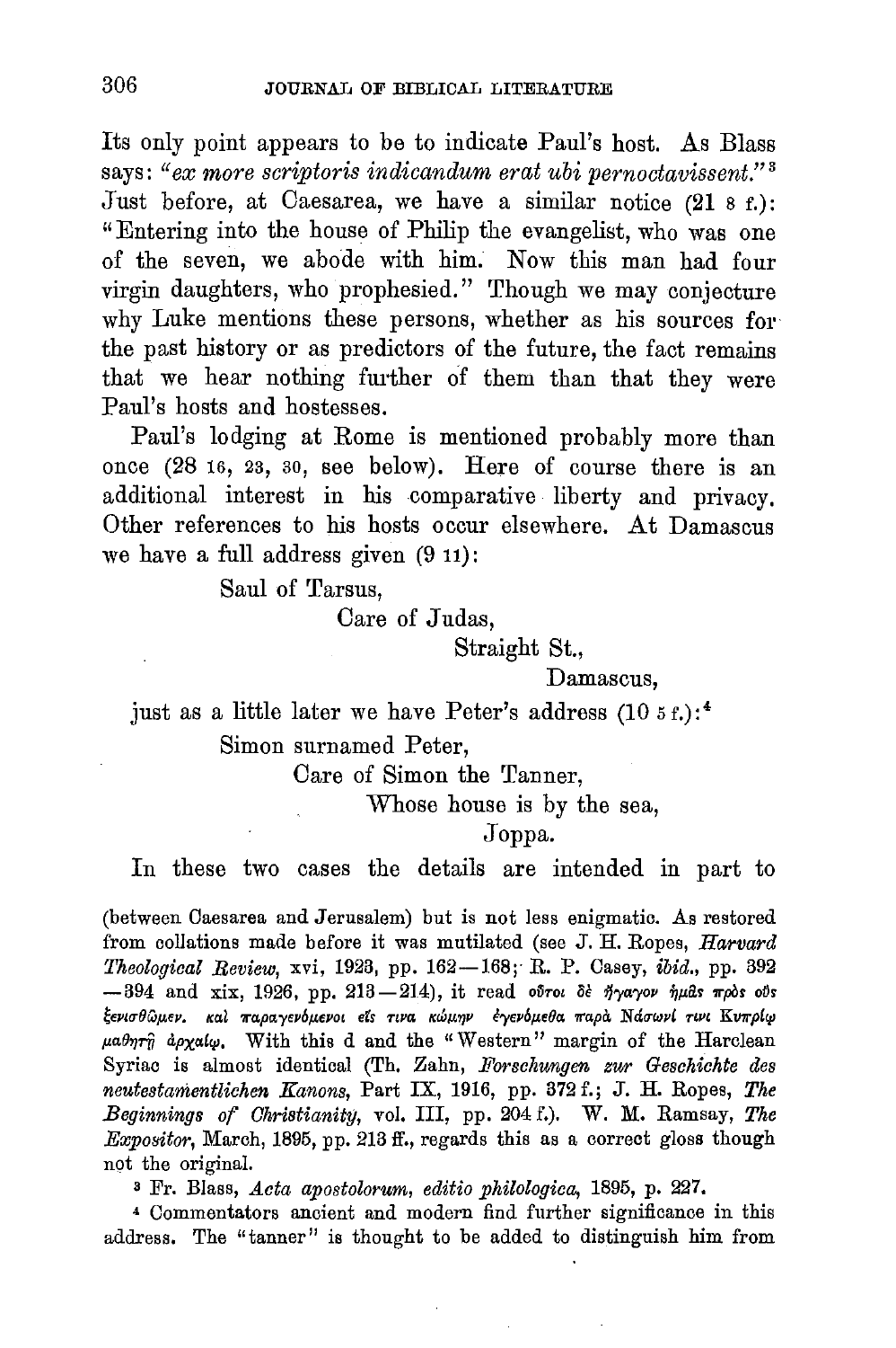Its only point appears to be to indicate Paul's host. As Blass says: *"ex more scriptoris indicandum erat ubi pernoctavissent."* [3] Just before, at Caesarea, we have a similar notice (21 8 f.): "Entering into the house of Philip the evangelist, who was one of the seven, we abode with him. Now this man had four virgin daughters, who prophesied." Though we may conjecture why Luke mentions these persons, whether as his sources for the past history or as predictors of the future, the fact remains that we hear nothing further of them than that they were Paul's hosts and hostesses.

Paul's lodging at Rome is mentioned probably more than once (28 16, 23, 30, see below). Here of course there is an additional interest in his comparative liberty and privacy. Other references to his hosts occur elsewhere. At Damascus we have a full address given (9 11):

> Saul of Tarsus,
> Care of Judas,
> Straight St.,
> Damascus,

just as a little later we have Peter's address (10 5 f.):[4]

> Simon surnamed Peter,
> Care of Simon the Tanner,
> Whose house is by the sea,
> Joppa.

In these two cases the details are intended in part to

---

(between Caesarea and Jerusalem) but is not less enigmatic. As restored from collations made before it was mutilated (see J. H. Ropes, *Harvard Theological Review*, xvi, 1923, pp. 162—168; R. P. Casey, *ibid.*, pp. 392—394 and xix, 1926, pp. 213—214), it read οὗτοι δὲ ἤγαγον ἡμᾶς πρὸς οὓς ξενισθῶμεν. καὶ παραγενόμενοι εἴς τινα κώμην ἐγενόμεθα παρὰ Νάσωνί τινι Κυπρίῳ μαθητῇ ἀρχαίῳ. With this d and the "Western" margin of the Harclean Syriac is almost identical (Th. Zahn, *Forschungen zur Geschichte des neutestamentlichen Kanons*, Part IX, 1916, pp. 372 f.; J. H. Ropes, *The Beginnings of Christianity*, vol. III, pp. 204 f.). W. M. Ramsay, *The Expositor*, March, 1895, pp. 213 ff., regards this as a correct gloss though not the original.

[3] Fr. Blass, *Acta apostolorum, editio philologica*, 1895, p. 227.

[4] Commentators ancient and modern find further significance in this address. The "tanner" is thought to be added to distinguish him from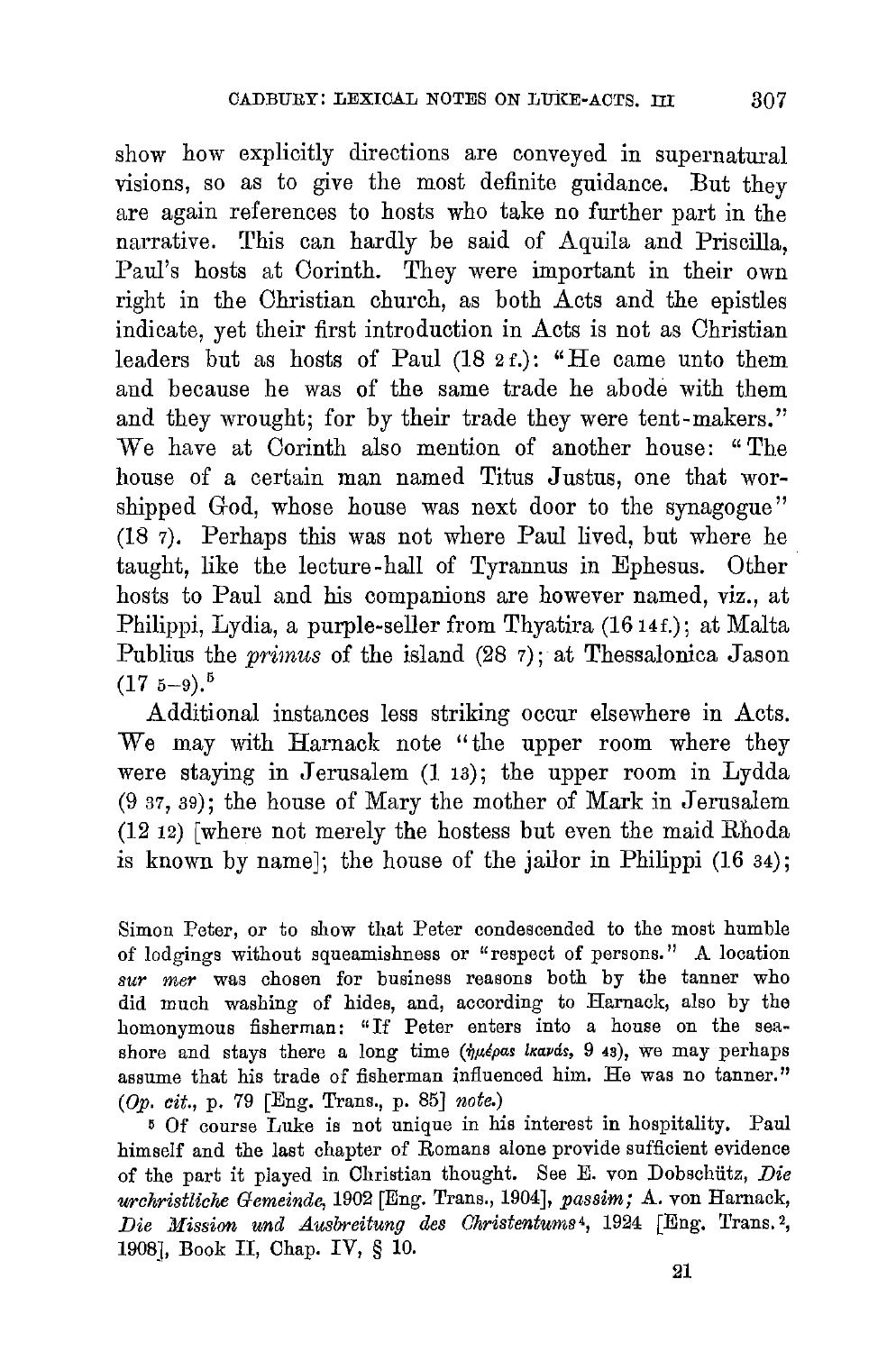show how explicitly directions are conveyed in supernatural visions, so as to give the most definite guidance. But they are again references to hosts who take no further part in the narrative. This can hardly be said of Aquila and Priscilla, Paul's hosts at Corinth. They were important in their own right in the Christian church, as both Acts and the epistles indicate, yet their first introduction in Acts is not as Christian leaders but as hosts of Paul (18 2 f.): "He came unto them and because he was of the same trade he abode with them and they wrought; for by their trade they were tent-makers." We have at Corinth also mention of another house: "The house of a certain man named Titus Justus, one that worshipped God, whose house was next door to the synagogue" (18 7). Perhaps this was not where Paul lived, but where he taught, like the lecture-hall of Tyrannus in Ephesus. Other hosts to Paul and his companions are however named, viz., at Philippi, Lydia, a purple-seller from Thyatira (16 14 f.); at Malta Publius the *primus* of the island (28 7); at Thessalonica Jason (17 5–9).[5]

Additional instances less striking occur elsewhere in Acts. We may with Harnack note "the upper room where they were staying in Jerusalem (1 13); the upper room in Lydda (9 37, 39); the house of Mary the mother of Mark in Jerusalem (12 12) [where not merely the hostess but even the maid Rhoda is known by name]; the house of the jailor in Philippi (16 34);

---

Simon Peter, or to show that Peter condescended to the most humble of lodgings without squeamishness or "respect of persons." A location *sur mer* was chosen for business reasons both by the tanner who did much washing of hides, and, according to Harnack, also by the homonymous fisherman: "If Peter enters into a house on the seashore and stays there a long time (ἡμέρας ἱκανάς, 9 43), we may perhaps assume that his trade of fisherman influenced him. He was no tanner." (*Op. cit.*, p. 79 [Eng. Trans., p. 85] *note*.)

[5] Of course Luke is not unique in his interest in hospitality. Paul himself and the last chapter of Romans alone provide sufficient evidence of the part it played in Christian thought. See E. von Dobschütz, *Die urchristliche Gemeinde*, 1902 [Eng. Trans., 1904], *passim;* A. von Harnack, *Die Mission und Ausbreitung des Christentums*[4], 1924 [Eng. Trans.[2], 1908], Book II, Chap. IV, § 10.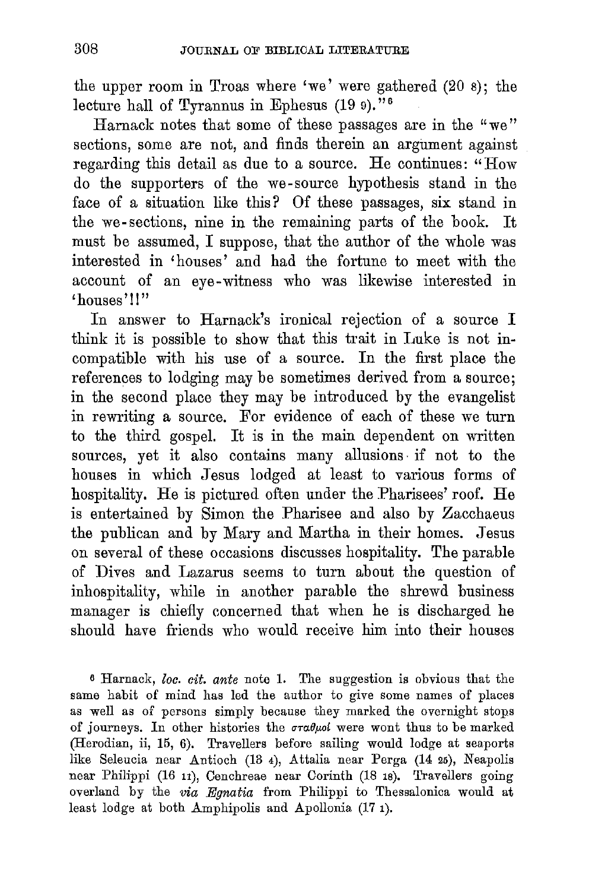the upper room in Troas where 'we' were gathered (20 8); the lecture hall of Tyrannus in Ephesus (19 9)."[6]

Harnack notes that some of these passages are in the "we" sections, some are not, and finds therein an argument against regarding this detail as due to a source. He continues: "How do the supporters of the we-source hypothesis stand in the face of a situation like this? Of these passages, six stand in the we-sections, nine in the remaining parts of the book. It must be assumed, I suppose, that the author of the whole was interested in 'houses' and had the fortune to meet with the account of an eye-witness who was likewise interested in 'houses'!!"

In answer to Harnack's ironical rejection of a source I think it is possible to show that this trait in Luke is not incompatible with his use of a source. In the first place the references to lodging may be sometimes derived from a source; in the second place they may be introduced by the evangelist in rewriting a source. For evidence of each of these we turn to the third gospel. It is in the main dependent on written sources, yet it also contains many allusions if not to the houses in which Jesus lodged at least to various forms of hospitality. He is pictured often under the Pharisees' roof. He is entertained by Simon the Pharisee and also by Zacchaeus the publican and by Mary and Martha in their homes. Jesus on several of these occasions discusses hospitality. The parable of Dives and Lazarus seems to turn about the question of inhospitality, while in another parable the shrewd business manager is chiefly concerned that when he is discharged he should have friends who would receive him into their houses

[6] Harnack, *loc. cit. ante* note 1. The suggestion is obvious that the same habit of mind has led the author to give some names of places as well as of persons simply because they marked the overnight stops of journeys. In other histories the σταθμοί were wont thus to be marked (Herodian, ii, 15, 6). Travellers before sailing would lodge at seaports like Seleucia near Antioch (13 4), Attalia near Perga (14 25), Neapolis near Philippi (16 11), Cenchreae near Corinth (18 18). Travellers going overland by the *via Egnatia* from Philippi to Thessalonica would at least lodge at both Amphipolis and Apollonia (17 1).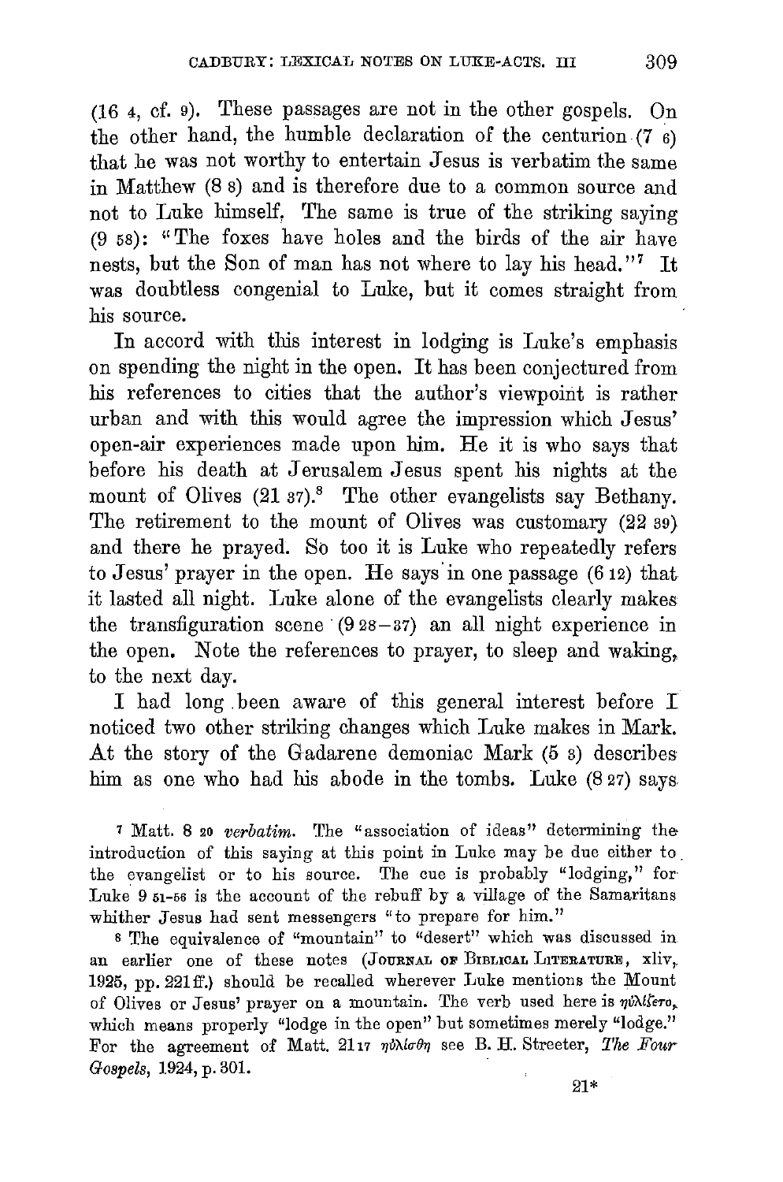(16 4, cf. 9). These passages are not in the other gospels. On the other hand, the humble declaration of the centurion (7 6) that he was not worthy to entertain Jesus is verbatim the same in Matthew (8 8) and is therefore due to a common source and not to Luke himself. The same is true of the striking saying (9 58): "The foxes have holes and the birds of the air have nests, but the Son of man has not where to lay his head."[7] It was doubtless congenial to Luke, but it comes straight from his source.

In accord with this interest in lodging is Luke's emphasis on spending the night in the open. It has been conjectured from his references to cities that the author's viewpoint is rather urban and with this would agree the impression which Jesus' open-air experiences made upon him. He it is who says that before his death at Jerusalem Jesus spent his nights at the mount of Olives (21 37).[8] The other evangelists say Bethany. The retirement to the mount of Olives was customary (22 39) and there he prayed. So too it is Luke who repeatedly refers to Jesus' prayer in the open. He says in one passage (6 12) that it lasted all night. Luke alone of the evangelists clearly makes the transfiguration scene (9 28–37) an all night experience in the open. Note the references to prayer, to sleep and waking, to the next day.

I had long been aware of this general interest before I noticed two other striking changes which Luke makes in Mark. At the story of the Gadarene demoniac Mark (5 3) describes him as one who had his abode in the tombs. Luke (8 27) says

---

[7] Matt. 8 20 *verbatim*. The "association of ideas" determining the introduction of this saying at this point in Luke may be due either to the evangelist or to his source. The cue is probably "lodging," for Luke 9 51–56 is the account of the rebuff by a village of the Samaritans whither Jesus had sent messengers "to prepare for him."

[8] The equivalence of "mountain" to "desert" which was discussed in an earlier one of these notes (JOURNAL OF BIBLICAL LITERATURE, xliv, 1925, pp. 221 ff.) should be recalled wherever Luke mentions the Mount of Olives or Jesus' prayer on a mountain. The verb used here is ηὐλίζετο, which means properly "lodge in the open" but sometimes merely "lodge." For the agreement of Matt. 21 17 ηὐλίσθη see B. H. Streeter, *The Four Gospels*, 1924, p. 301.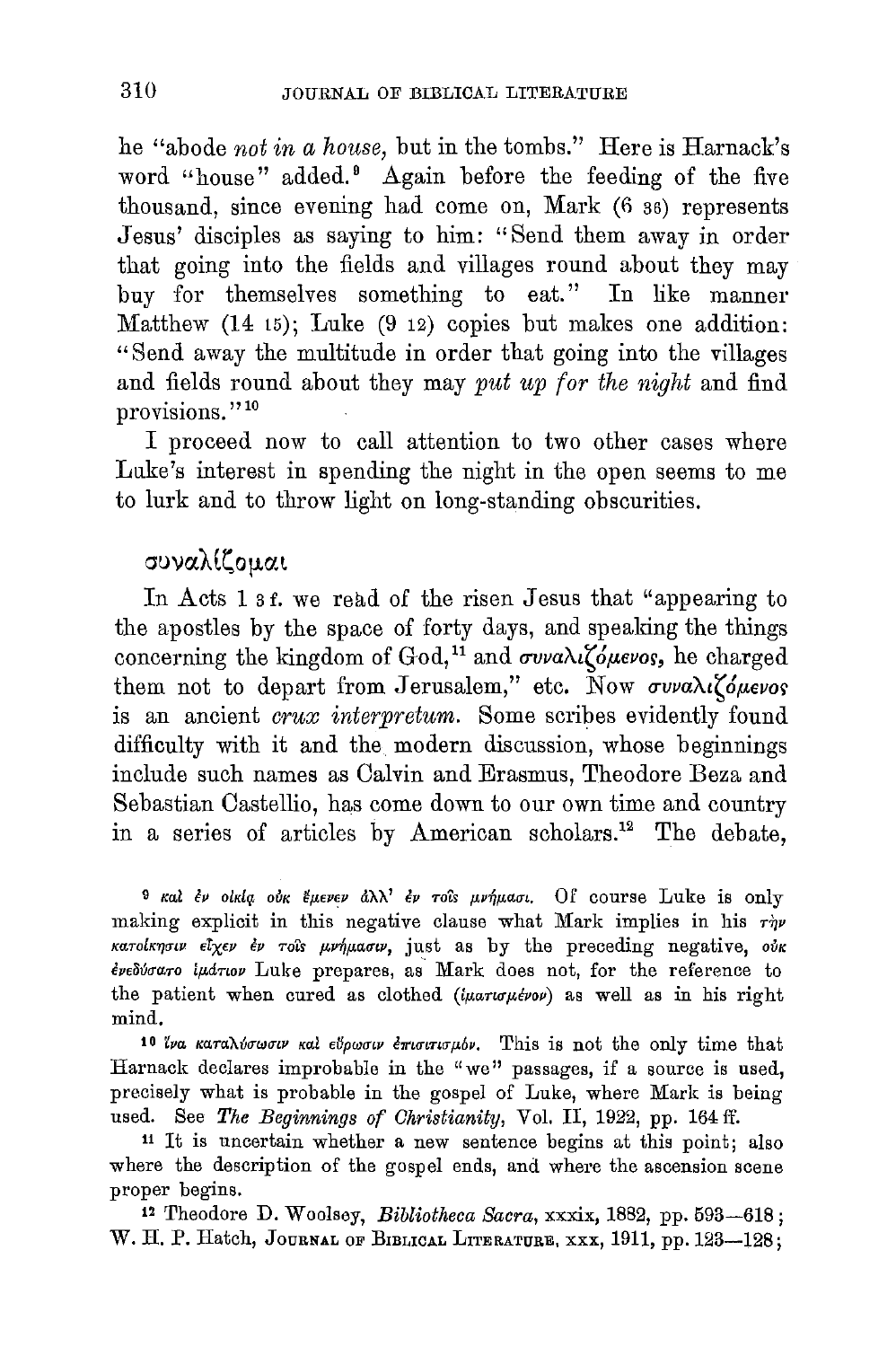he "abode *not in a house,* but in the tombs." Here is Harnack's word "house" added.[9] Again before the feeding of the five thousand, since evening had come on, Mark (6 36) represents Jesus' disciples as saying to him: "Send them away in order that going into the fields and villages round about they may buy for themselves something to eat." In like manner Matthew (14 15); Luke (9 12) copies but makes one addition: "Send away the multitude in order that going into the villages and fields round about they may *put up for the night* and find provisions."[10]

I proceed now to call attention to two other cases where Luke's interest in spending the night in the open seems to me to lurk and to throw light on long-standing obscurities.

## συναλίζομαι

In Acts 1 3 f. we read of the risen Jesus that "appearing to the apostles by the space of forty days, and speaking the things concerning the kingdom of God,[11] and *συναλιζόμενος,* he charged them not to depart from Jerusalem," etc. Now *συναλιζόμενος* is an ancient *crux interpretum.* Some scribes evidently found difficulty with it and the modern discussion, whose beginnings include such names as Calvin and Erasmus, Theodore Beza and Sebastian Castellio, has come down to our own time and country in a series of articles by American scholars.[12] The debate,

---

[9] *καὶ ἐν οἰκίᾳ οὐκ ἔμενεν ἀλλ' ἐν τοῖς μνήμασι.* Of course Luke is only making explicit in this negative clause what Mark implies in his *τὴν κατοίκησιν εἶχεν ἐν τοῖς μνήμασιν,* just as by the preceding negative, *οὐκ ἐνεδύσατο ἱμάτιον* Luke prepares, as Mark does not, for the reference to the patient when cured as clothed (*ἱματισμένον*) as well as in his right mind.

[10] *ἵνα καταλύσωσιν καὶ εὕρωσιν ἐπισιτισμόν.* This is not the only time that Harnack declares improbable in the "we" passages, if a source is used, precisely what is probable in the gospel of Luke, where Mark is being used. See *The Beginnings of Christianity,* Vol. II, 1922, pp. 164 ff.

[11] It is uncertain whether a new sentence begins at this point; also where the description of the gospel ends, and where the ascension scene proper begins.

[12] Theodore D. Woolsey, *Bibliotheca Sacra,* xxxix, 1882, pp. 593—618; W. H. P. Hatch, Journal of Biblical Literature, xxx, 1911, pp. 123—128;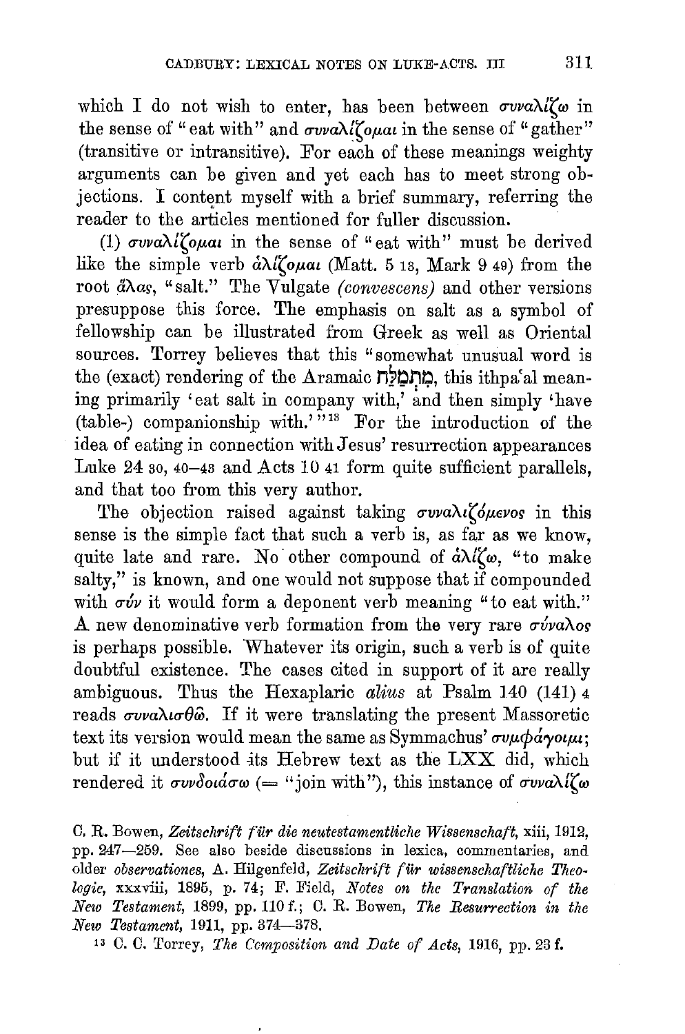which I do not wish to enter, has been between συναλίζω in the sense of "eat with" and συναλίζομαι in the sense of "gather" (transitive or intransitive). For each of these meanings weighty arguments can be given and yet each has to meet strong objections. I content myself with a brief summary, referring the reader to the articles mentioned for fuller discussion.

(1) συναλίζομαι in the sense of "eat with" must be derived like the simple verb ἁλίζομαι (Matt. 5 13, Mark 9 49) from the root ἅλας, "salt." The Vulgate *(convescens)* and other versions presuppose this force. The emphasis on salt as a symbol of fellowship can be illustrated from Greek as well as Oriental sources. Torrey believes that this "somewhat unusual word is the (exact) rendering of the Aramaic מִתְמְלַח, this ithpaʿal meaning primarily 'eat salt in company with,' and then simply 'have (table-) companionship with.'"[13] For the introduction of the idea of eating in connection with Jesus' resurrection appearances Luke 24 30, 40–43 and Acts 10 41 form quite sufficient parallels, and that too from this very author.

The objection raised against taking συναλιζόμενος in this sense is the simple fact that such a verb is, as far as we know, quite late and rare. No other compound of ἁλίζω, "to make salty," is known, and one would not suppose that if compounded with σύν it would form a deponent verb meaning "to eat with." A new denominative verb formation from the very rare σύναλος is perhaps possible. Whatever its origin, such a verb is of quite doubtful existence. The cases cited in support of it are really ambiguous. Thus the Hexaplaric *alius* at Psalm 140 (141) 4 reads συναλισθῶ. If it were translating the present Massoretic text its version would mean the same as Symmachus' συμφάγοιμι; but if it understood its Hebrew text as the LXX did, which rendered it συνδοιάσω (= "join with"), this instance of συναλίζω

C. R. Bowen, *Zeitschrift für die neutestamentliche Wissenschaft*, xiii, 1912, pp. 247—259. See also beside discussions in lexica, commentaries, and older *observationes*, A. Hilgenfeld, *Zeitschrift für wissenschaftliche Theologie*, xxxviii, 1895, p. 74; F. Field, *Notes on the Translation of the New Testament*, 1899, pp. 110 f.; C. R. Bowen, *The Resurrection in the New Testament*, 1911, pp. 374—378.

[13] C. C. Torrey, *The Composition and Date of Acts*, 1916, pp. 23 f.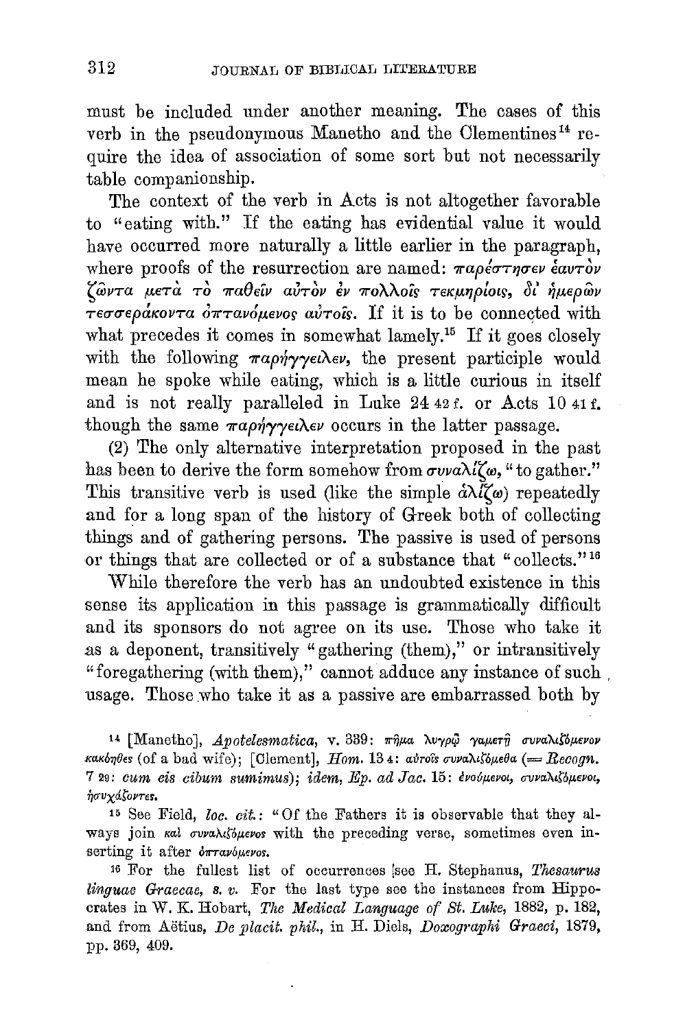must be included under another meaning. The cases of this verb in the pseudonymous Manetho and the Clementines[14] require the idea of association of some sort but not necessarily table companionship.

The context of the verb in Acts is not altogether favorable to "eating with." If the eating has evidential value it would have occurred more naturally a little earlier in the paragraph, where proofs of the resurrection are named: παρέστησεν ἑαυτὸν ζῶντα μετὰ τὸ παθεῖν αὐτὸν ἐν πολλοῖς τεκμηρίοις, δι' ἡμερῶν τεσσεράκοντα ὀπτανόμενος αὐτοῖς. If it is to be connected with what precedes it comes in somewhat lamely.[15] If it goes closely with the following παρήγγειλεν, the present participle would mean he spoke while eating, which is a little curious in itself and is not really paralleled in Luke 24 42 f. or Acts 10 41 f. though the same παρήγγειλεν occurs in the latter passage.

(2) The only alternative interpretation proposed in the past has been to derive the form somehow from συναλίζω, "to gather." This transitive verb is used (like the simple ἀλίζω) repeatedly and for a long span of the history of Greek both of collecting things and of gathering persons. The passive is used of persons or things that are collected or of a substance that "collects."[16]

While therefore the verb has an undoubted existence in this sense its application in this passage is grammatically difficult and its sponsors do not agree on its use. Those who take it as a deponent, transitively "gathering (them)," or intransitively "foregathering (with them)," cannot adduce any instance of such usage. Those who take it as a passive are embarrassed both by

---

[14] [Manetho], *Apotelesmatica*, v. 339: πῆμα λυγρῷ γαμετῇ συναλιζόμενον κακόηθες (of a bad wife); [Clement], *Hom.* 13 4: αὐτοῖς συναλιζόμεθα (= *Recogn.* 7 29: *cum eis cibum sumimus*); *idem*, *Ep. ad Jac.* 15: ἑνούμενοι, συναλιζόμενοι, ἡσυχάζοντες.

[15] See Field, *loc. cit.*: "Of the Fathers it is observable that they always join καὶ συναλιζόμενος with the preceding verse, sometimes even inserting it after ὀπτανόμενος.

[16] For the fullest list of occurrences see H. Stephanus, *Thesaurus linguae Graecae*, *s. v.* For the last type see the instances from Hippocrates in W. K. Hobart, *The Medical Language of St. Luke*, 1882, p. 182, and from Aëtius, *De placit. phil.*, in H. Diels, *Doxographi Graeci*, 1879, pp. 369, 409.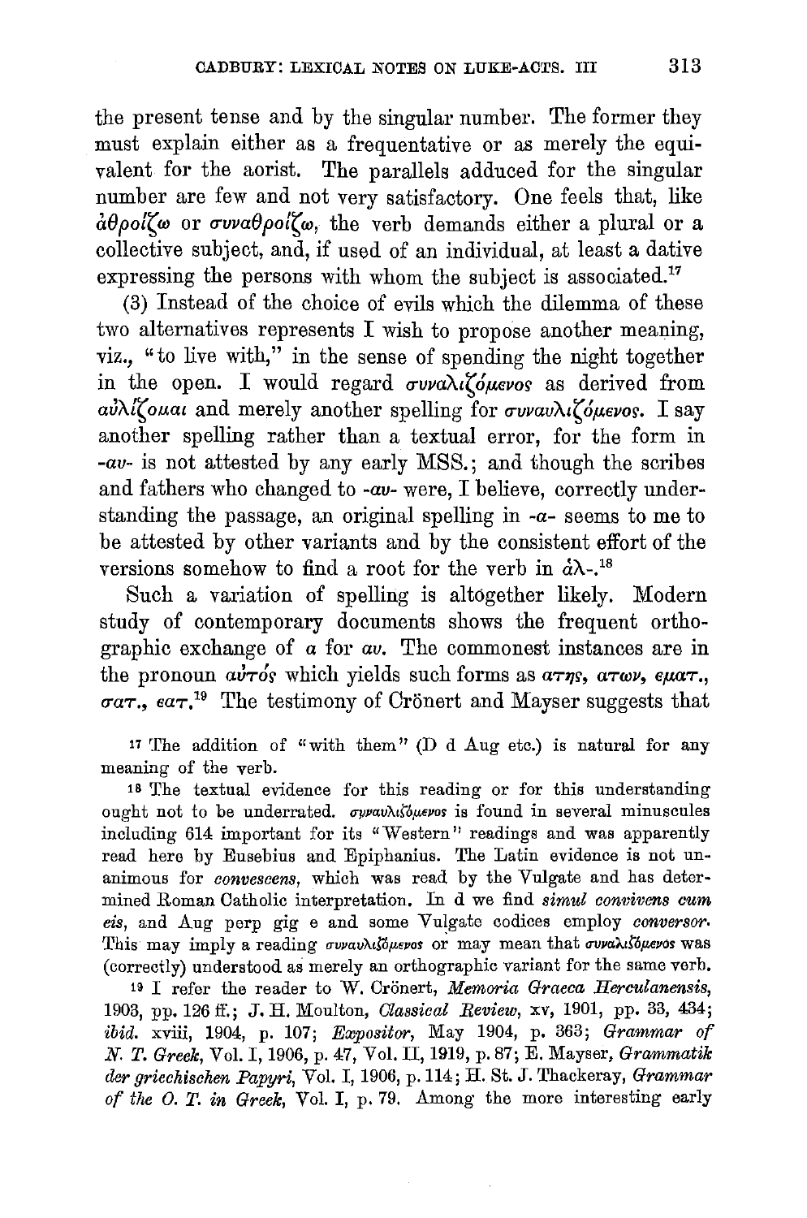the present tense and by the singular number. The former they must explain either as a frequentative or as merely the equivalent for the aorist. The parallels adduced for the singular number are few and not very satisfactory. One feels that, like ἀθροίζω or συναθροίζω, the verb demands either a plural or a collective subject, and, if used of an individual, at least a dative expressing the persons with whom the subject is associated.[17]

(3) Instead of the choice of evils which the dilemma of these two alternatives represents I wish to propose another meaning, viz., "to live with," in the sense of spending the night together in the open. I would regard συναλιζόμενος as derived from αὐλίζομαι and merely another spelling for συναυλιζόμενος. I say another spelling rather than a textual error, for the form in *-αυ-* is not attested by any early MSS.; and though the scribes and fathers who changed to *-αυ-* were, I believe, correctly understanding the passage, an original spelling in *-α-* seems to me to be attested by other variants and by the consistent effort of the versions somehow to find a root for the verb in ἀλ-.[18]

Such a variation of spelling is altogether likely. Modern study of contemporary documents shows the frequent orthographic exchange of α for αυ. The commonest instances are in the pronoun αὐτός which yields such forms as ατης, ατων, εματ., σατ., εατ.[19] The testimony of Crönert and Mayser suggests that

[17] The addition of "with them" (D d Aug etc.) is natural for any meaning of the verb.

[18] The textual evidence for this reading or for this understanding ought not to be underrated. συναυλιζόμενος is found in several minuscules including 614 important for its "Western" readings and was apparently read here by Eusebius and Epiphanius. The Latin evidence is not unanimous for *convescens*, which was read by the Vulgate and has determined Roman Catholic interpretation. In d we find *simul convivens cum eis*, and Aug perp gig e and some Vulgate codices employ *conversor*. This may imply a reading συναυλιζόμενος or may mean that συναλιζόμενος was (correctly) understood as merely an orthographic variant for the same verb.

[19] I refer the reader to W. Crönert, *Memoria Graeca Herculanensis*, 1903, pp. 126 ff.; J. H. Moulton, *Classical Review*, xv, 1901, pp. 33, 434; *ibid.* xviii, 1904, p. 107; *Expositor*, May 1904, p. 363; *Grammar of N. T. Greek*, Vol. I, 1906, p. 47, Vol. II, 1919, p. 87; E. Mayser, *Grammatik der griechischen Papyri*, Vol. I, 1906, p. 114; H. St. J. Thackeray, *Grammar of the O. T. in Greek*, Vol. I, p. 79. Among the more interesting early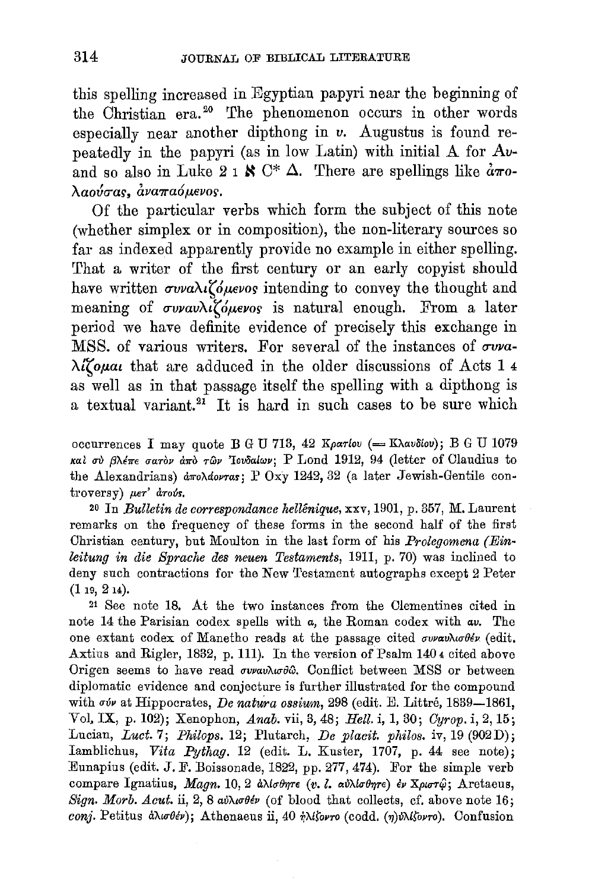this spelling increased in Egyptian papyri near the beginning of the Christian era.[20] The phenomenon occurs in other words especially near another dipthong in υ. Augustus is found repeatedly in the papyri (as in low Latin) with initial A for Αυ- and so also in Luke 2 1 ℵ C* Δ. There are spellings like ἀπολαούσας, ἀναπαόμενος.

Of the particular verbs which form the subject of this note (whether simplex or in composition), the non-literary sources so far as indexed apparently provide no example in either spelling. That a writer of the first century or an early copyist should have written συναλιζόμενος intending to convey the thought and meaning of συναυλιζόμενος is natural enough. From a later period we have definite evidence of precisely this exchange in MSS. of various writers. For several of the instances of συναλίζομαι that are adduced in the older discussions of Acts 1 4 as well as in that passage itself the spelling with a dipthong is a textual variant.[21] It is hard in such cases to be sure which

occurrences I may quote B G U 713, 42 Κρατίου (= Κλαυδίου); B G U 1079 καὶ σὺ βλέπε σατὸν ἀπὸ τῶν Ἰουδαίων; P Lond 1912, 94 (letter of Claudius to the Alexandrians) ἀπολάοντας; P Oxy 1242, 32 (a later Jewish-Gentile controversy) μετ' ἀτούς.

[20] In *Bulletin de correspondance hellénique*, xxv, 1901, p. 357, M. Laurent remarks on the frequency of these forms in the second half of the first Christian century, but Moulton in the last form of his *Prolegomena (Einleitung in die Sprache des neuen Testaments*, 1911, p. 70) was inclined to deny such contractions for the New Testament autographs except 2 Peter (1 19, 2 14).

[21] See note 18. At the two instances from the Clementines cited in note 14 the Parisian codex spells with α, the Roman codex with αυ. The one extant codex of Manetho reads at the passage cited συναυλισθέν (edit. Axtius and Rigler, 1832, p. 111). In the version of Psalm 140 4 cited above Origen seems to have read συναυλισθῶ. Conflict between MSS or between diplomatic evidence and conjecture is further illustrated for the compound with σύν at Hippocrates, *De natura ossium*, 298 (edit. E. Littré, 1839—1861, Vol. IX, p. 102); Xenophon, *Anab.* vii, 3, 48; *Hell.* i, 1, 30; *Cyrop.* i, 2, 15; Lucian, *Luct.* 7; *Philops.* 12; Plutarch, *De placit. philos.* iv, 19 (902 D); Iamblichus, *Vita Pythag.* 12 (edit. L. Kuster, 1707, p. 44 see note); Eunapius (edit. J. F. Boissonade, 1822, pp. 277, 474). For the simple verb compare Ignatius, *Magn.* 10, 2 ἀλίσθητε (*v. l.* αὐλίσθητε) ἐν Χριστῷ; Aretaeus, *Sign. Morb. Acut.* ii, 2, 8 αὐλισθέν (of blood that collects, cf. above note 16; *conj.* Petitus ἀλισθέν); Athenaeus ii, 40 ἡλίζοντο (codd. (η)ὐλίζοντο). Confusion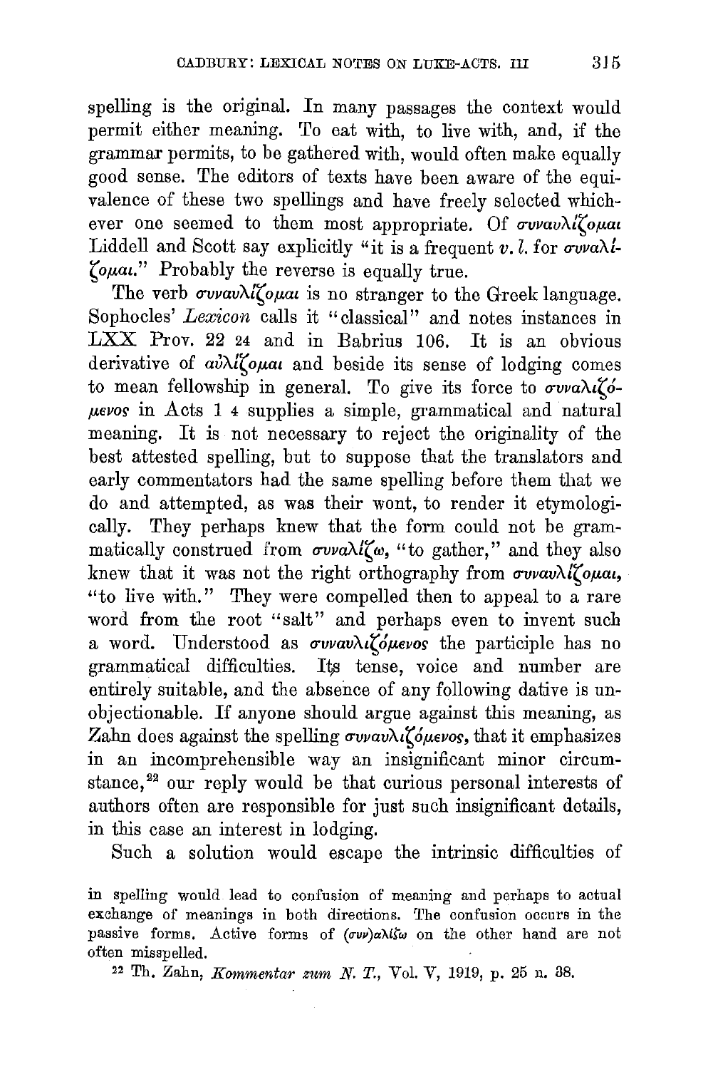spelling is the original. In many passages the context would permit either meaning. To eat with, to live with, and, if the grammar permits, to be gathered with, would often make equally good sense. The editors of texts have been aware of the equivalence of these two spellings and have freely selected whichever one seemed to them most appropriate. Of *συναυλίζομαι* Liddell and Scott say explicitly "it is a frequent *v. l.* for *συναλίζομαι*." Probably the reverse is equally true.

The verb *συναυλίζομαι* is no stranger to the Greek language. Sophocles' *Lexicon* calls it "classical" and notes instances in LXX Prov. 22 24 and in Babrius 106. It is an obvious derivative of *αὐλίζομαι* and beside its sense of lodging comes to mean fellowship in general. To give its force to *συναλιζόμενος* in Acts 1 4 supplies a simple, grammatical and natural meaning. It is not necessary to reject the originality of the best attested spelling, but to suppose that the translators and early commentators had the same spelling before them that we do and attempted, as was their wont, to render it etymologically. They perhaps knew that the form could not be grammatically construed from *συναλίζω*, "to gather," and they also knew that it was not the right orthography from *συναυλίζομαι*, "to live with." They were compelled then to appeal to a rare word from the root "salt" and perhaps even to invent such a word. Understood as *συναυλιζόμενος* the participle has no grammatical difficulties. Its tense, voice and number are entirely suitable, and the absence of any following dative is unobjectionable. If anyone should argue against this meaning, as Zahn does against the spelling *συναυλιζόμενος*, that it emphasizes in an incomprehensible way an insignificant minor circumstance,[22] our reply would be that curious personal interests of authors often are responsible for just such insignificant details, in this case an interest in lodging.

Such a solution would escape the intrinsic difficulties of

in spelling would lead to confusion of meaning and perhaps to actual exchange of meanings in both directions. The confusion occurs in the passive forms. Active forms of *(συν)αλίζω* on the other hand are not often misspelled.

[22] Th. Zahn, *Kommentar zum N. T.*, Vol. V, 1919, p. 25 n. 38.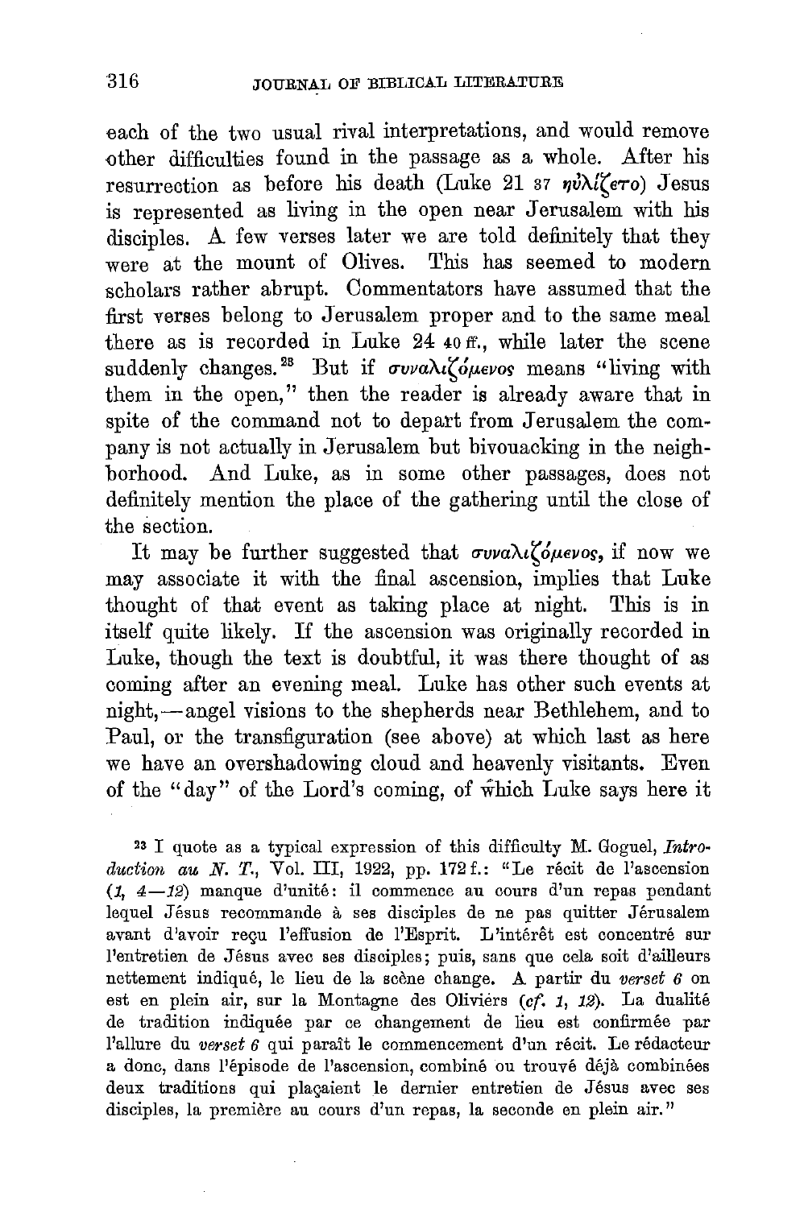each of the two usual rival interpretations, and would remove other difficulties found in the passage as a whole. After his resurrection as before his death (Luke 21 37 ηὐλίζετο) Jesus is represented as living in the open near Jerusalem with his disciples. A few verses later we are told definitely that they were at the mount of Olives. This has seemed to modern scholars rather abrupt. Commentators have assumed that the first verses belong to Jerusalem proper and to the same meal there as is recorded in Luke 24 40 ff., while later the scene suddenly changes.[23] But if συναλιζόμενος means "living with them in the open," then the reader is already aware that in spite of the command not to depart from Jerusalem the company is not actually in Jerusalem but bivouacking in the neighborhood. And Luke, as in some other passages, does not definitely mention the place of the gathering until the close of the section.

It may be further suggested that συναλιζόμενος, if now we may associate it with the final ascension, implies that Luke thought of that event as taking place at night. This is in itself quite likely. If the ascension was originally recorded in Luke, though the text is doubtful, it was there thought of as coming after an evening meal. Luke has other such events at night,—angel visions to the shepherds near Bethlehem, and to Paul, or the transfiguration (see above) at which last as here we have an overshadowing cloud and heavenly visitants. Even of the "day" of the Lord's coming, of which Luke says here it

[23] I quote as a typical expression of this difficulty M. Goguel, *Introduction au N. T.*, Vol. III, 1922, pp. 172 f.: "Le récit de l'ascension (*1, 4—12*) manque d'unité: il commence au cours d'un repas pendant lequel Jésus recommande à ses disciples de ne pas quitter Jérusalem avant d'avoir reçu l'effusion de l'Esprit. L'intérêt est concentré sur l'entretien de Jésus avec ses disciples; puis, sans que cela soit d'ailleurs nettement indiqué, le lieu de la scène change. A partir du *verset 6* on est en plein air, sur la Montagne des Oliviers (*cf. 1, 12*). La dualité de tradition indiquée par ce changement de lieu est confirmée par l'allure du *verset 6* qui paraît le commencement d'un récit. Le rédacteur a donc, dans l'épisode de l'ascension, combiné ou trouvé déjà combinées deux traditions qui plaçaient le dernier entretien de Jésus avec ses disciples, la première au cours d'un repas, la seconde en plein air."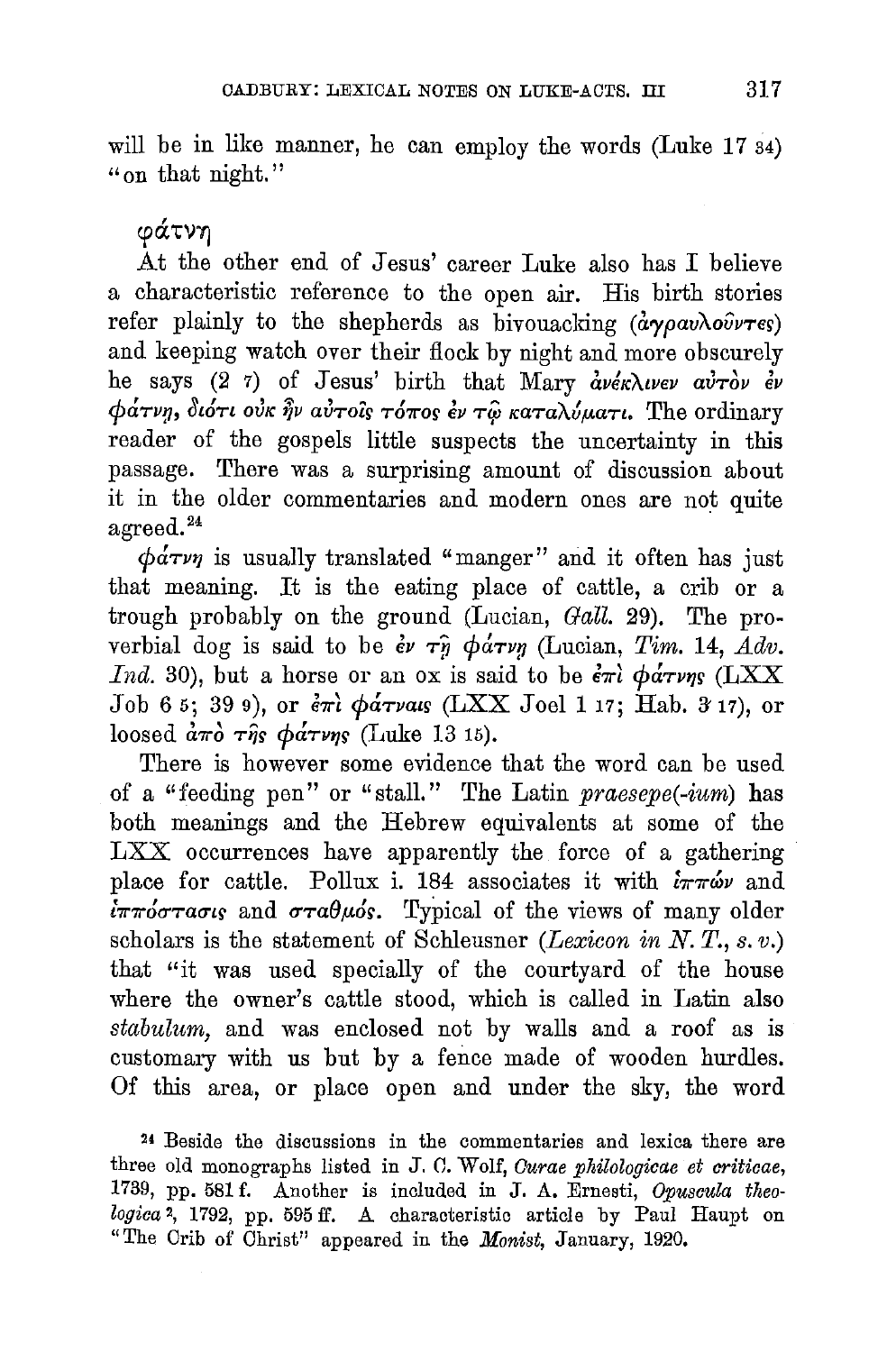will be in like manner, he can employ the words (Luke 17 34) "on that night."

### φάτνη

At the other end of Jesus' career Luke also has I believe a characteristic reference to the open air. His birth stories refer plainly to the shepherds as bivouacking (ἀγραυλοῦντες) and keeping watch over their flock by night and more obscurely he says (2 7) of Jesus' birth that Mary ἀνέκλινεν αὐτὸν ἐν φάτνῃ, διότι οὐκ ἦν αὐτοῖς τόπος ἐν τῷ καταλύματι. The ordinary reader of the gospels little suspects the uncertainty in this passage. There was a surprising amount of discussion about it in the older commentaries and modern ones are not quite agreed.[24]

φάτνη is usually translated "manger" and it often has just that meaning. It is the eating place of cattle, a crib or a trough probably on the ground (Lucian, *Gall.* 29). The proverbial dog is said to be ἐν τῇ φάτνῃ (Lucian, *Tim.* 14, *Adv. Ind.* 30), but a horse or an ox is said to be ἐπὶ φάτνης (LXX Job 6 5; 39 9), or ἐπὶ φάτναις (LXX Joel 1 17; Hab. 3 17), or loosed ἀπὸ τῆς φάτνης (Luke 13 15).

There is however some evidence that the word can be used of a "feeding pen" or "stall." The Latin *praesepe(-ium)* has both meanings and the Hebrew equivalents at some of the LXX occurrences have apparently the force of a gathering place for cattle. Pollux i. 184 associates it with ἱππών and ἱππόστασις and σταθμός. Typical of the views of many older scholars is the statement of Schleusner (*Lexicon in N. T., s. v.*) that "it was used specially of the courtyard of the house where the owner's cattle stood, which is called in Latin also *stabulum,* and was enclosed not by walls and a roof as is customary with us but by a fence made of wooden hurdles. Of this area, or place open and under the sky, the word

[24] Beside the discussions in the commentaries and lexica there are three old monographs listed in J. C. Wolf, *Curae philologicae et criticae*, 1739, pp. 581 f. Another is included in J. A. Ernesti, *Opuscula theologica*², 1792, pp. 595 ff. A characteristic article by Paul Haupt on "The Crib of Christ" appeared in the *Monist*, January, 1920.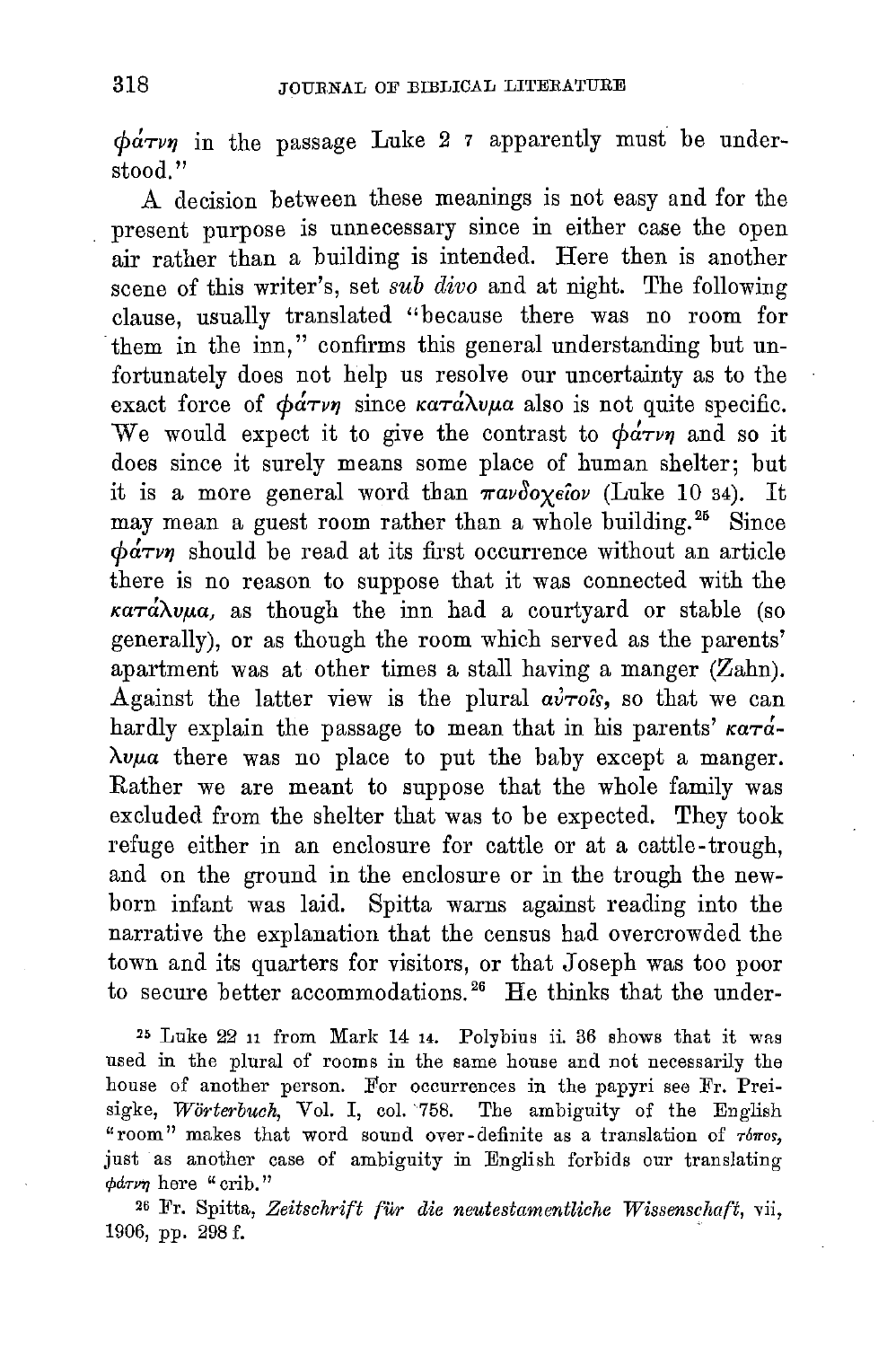φάτνη in the passage Luke 2 7 apparently must be understood."

A decision between these meanings is not easy and for the present purpose is unnecessary since in either case the open air rather than a building is intended. Here then is another scene of this writer's, set *sub divo* and at night. The following clause, usually translated "because there was no room for them in the inn," confirms this general understanding but unfortunately does not help us resolve our uncertainty as to the exact force of φάτνη since κατάλυμα also is not quite specific. We would expect it to give the contrast to φάτνη and so it does since it surely means some place of human shelter; but it is a more general word than πανδοχεῖον (Luke 10 34). It may mean a guest room rather than a whole building.[25] Since φάτνη should be read at its first occurrence without an article there is no reason to suppose that it was connected with the κατάλυμα, as though the inn had a courtyard or stable (so generally), or as though the room which served as the parents' apartment was at other times a stall having a manger (Zahn). Against the latter view is the plural αὐτοῖς, so that we can hardly explain the passage to mean that in his parents' κατάλυμα there was no place to put the baby except a manger. Rather we are meant to suppose that the whole family was excluded from the shelter that was to be expected. They took refuge either in an enclosure for cattle or at a cattle-trough, and on the ground in the enclosure or in the trough the newborn infant was laid. Spitta warns against reading into the narrative the explanation that the census had overcrowded the town and its quarters for visitors, or that Joseph was too poor to secure better accommodations.[26] He thinks that the under-

[25] Luke 22 11 from Mark 14 14. Polybius ii. 36 shows that it was used in the plural of rooms in the same house and not necessarily the house of another person. For occurrences in the papyri see Fr. Preisigke, *Wörterbuch*, Vol. I, col. 758. The ambiguity of the English "room" makes that word sound over-definite as a translation of τόπος, just as another case of ambiguity in English forbids our translating φάτνη here "crib."

[26] Fr. Spitta, *Zeitschrift für die neutestamentliche Wissenschaft*, vii, 1906, pp. 298 f.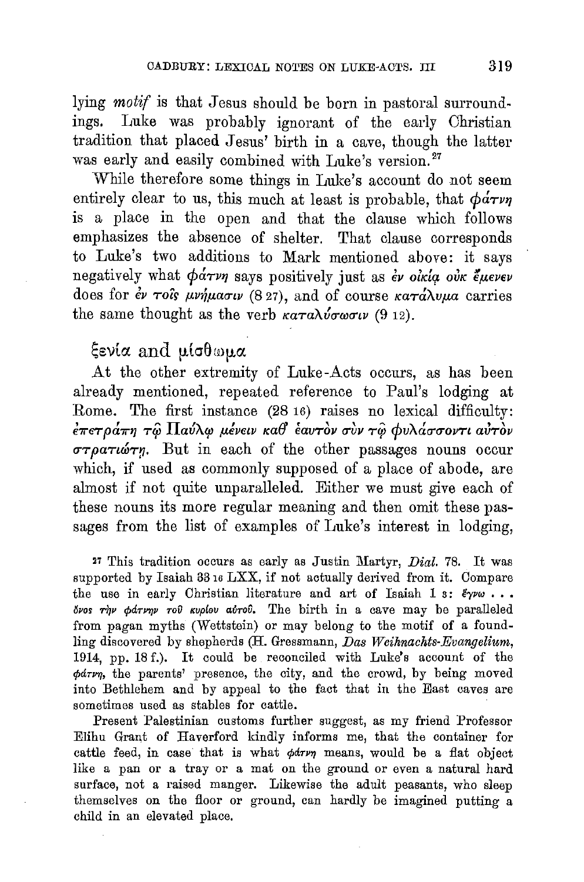lying *motif* is that Jesus should be born in pastoral surroundings. Luke was probably ignorant of the early Christian tradition that placed Jesus' birth in a cave, though the latter was early and easily combined with Luke's version.[27]

While therefore some things in Luke's account do not seem entirely clear to us, this much at least is probable, that φάτνη is a place in the open and that the clause which follows emphasizes the absence of shelter. That clause corresponds to Luke's two additions to Mark mentioned above: it says negatively what φάτνη says positively just as ἐν οἰκίᾳ οὐκ ἔμενεν does for ἐν τοῖς μνήμασιν (8 27), and of course κατάλυμα carries the same thought as the verb καταλύσωσιν (9 12).

## ξενία and μίσθωμα

At the other extremity of Luke-Acts occurs, as has been already mentioned, repeated reference to Paul's lodging at Rome. The first instance (28 16) raises no lexical difficulty: ἐπετράπη τῷ Παύλῳ μένειν καθ' ἑαυτὸν σὺν τῷ φυλάσσοντι αὐτὸν στρατιώτῃ. But in each of the other passages nouns occur which, if used as commonly supposed of a place of abode, are almost if not quite unparalleled. Either we must give each of these nouns its more regular meaning and then omit these passages from the list of examples of Luke's interest in lodging,

[27] This tradition occurs as early as Justin Martyr, *Dial.* 78. It was supported by Isaiah 33 16 LXX, if not actually derived from it. Compare the use in early Christian literature and art of Isaiah 1 3: ἔγνω . . . ὄνος τὴν φάτνην τοῦ κυρίου αὐτοῦ. The birth in a cave may be paralleled from pagan myths (Wettstein) or may belong to the motif of a foundling discovered by shepherds (H. Gressmann, *Das Weihnachts-Evangelium*, 1914, pp. 18 f.). It could be reconciled with Luke's account of the φάτνη, the parents' presence, the city, and the crowd, by being moved into Bethlehem and by appeal to the fact that in the East caves are sometimes used as stables for cattle.

Present Palestinian customs further suggest, as my friend Professor Elihu Grant of Haverford kindly informs me, that the container for cattle feed, in case that is what φάτνη means, would be a flat object like a pan or a tray or a mat on the ground or even a natural hard surface, not a raised manger. Likewise the adult peasants, who sleep themselves on the floor or ground, can hardly be imagined putting a child in an elevated place.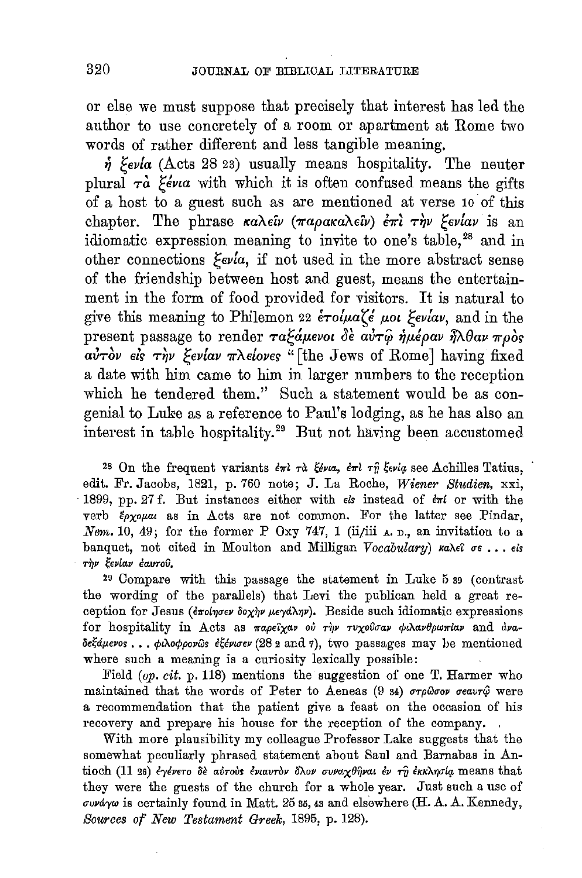or else we must suppose that precisely that interest has led the author to use concretely of a room or apartment at Rome two words of rather different and less tangible meaning.

ἡ ξενία (Acts 28 23) usually means hospitality. The neuter plural τὰ ξένια with which it is often confused means the gifts of a host to a guest such as are mentioned at verse 10 of this chapter. The phrase καλεῖν (παρακαλεῖν) ἐπὶ τὴν ξενίαν is an idiomatic expression meaning to invite to one's table,[28] and in other connections ξενία, if not used in the more abstract sense of the friendship between host and guest, means the entertainment in the form of food provided for visitors. It is natural to give this meaning to Philemon 22 ἑτοίμαζέ μοι ξενίαν, and in the present passage to render ταξάμενοι δὲ αὐτῷ ἡμέραν ἦλθαν πρὸς αὐτὸν εἰς τὴν ξενίαν πλείονες "[the Jews of Rome] having fixed a date with him came to him in larger numbers to the reception which he tendered them." Such a statement would be as congenial to Luke as a reference to Paul's lodging, as he has also an interest in table hospitality.[29] But not having been accustomed

[28] On the frequent variants ἐπὶ τὰ ξένια, ἐπὶ τῇ ξενίᾳ see Achilles Tatius, edit. Fr. Jacobs, 1821, p. 760 note; J. La Roche, *Wiener Studien*, xxi, 1899, pp. 27 f. But instances either with εἰς instead of ἐπί or with the verb ἔρχομαι as in Acts are not common. For the latter see Pindar, *Nem.* 10, 49; for the former P Oxy 747, 1 (ii/iii A. D., an invitation to a banquet, not cited in Moulton and Milligan *Vocabulary*) καλεῖ σε . . . εἰς τὴν ξενίαν ἑαυτοῦ.

[29] Compare with this passage the statement in Luke 5 29 (contrast the wording of the parallels) that Levi the publican held a great reception for Jesus (ἐποίησεν δοχὴν μεγάλην). Beside such idiomatic expressions for hospitality in Acts as παρεῖχαν οὐ τὴν τυχοῦσαν φιλανθρωπίαν and ἀναδεξάμενος . . . φιλοφρόνως ἐξένισεν (28 2 and 7), two passages may be mentioned where such a meaning is a curiosity lexically possible:

Field (*op. cit.* p. 118) mentions the suggestion of one T. Harmer who maintained that the words of Peter to Aeneas (9 34) στρῶσον σεαυτῷ were a recommendation that the patient give a feast on the occasion of his recovery and prepare his house for the reception of the company.

With more plausibility my colleague Professor Lake suggests that the somewhat peculiarly phrased statement about Saul and Barnabas in Antioch (11 26) ἐγένετο δὲ αὐτοὺς ἐνιαυτὸν ὅλον συναχθῆναι ἐν τῇ ἐκκλησίᾳ means that they were the guests of the church for a whole year. Just such a use of συνάγω is certainly found in Matt. 25 35, 43 and elsewhere (H. A. A. Kennedy, *Sources of New Testament Greek*, 1895, p. 128).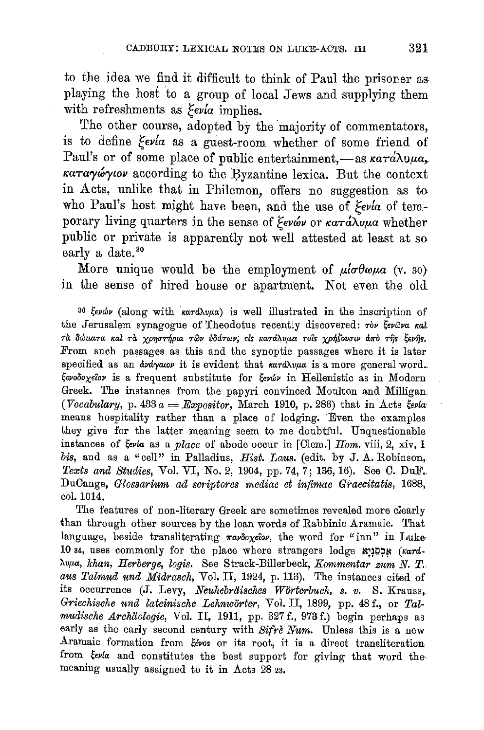to the idea we find it difficult to think of Paul the prisoner as playing the host to a group of local Jews and supplying them with refreshments as ξενία implies.

The other course, adopted by the majority of commentators, is to define ξενία as a guest-room whether of some friend of Paul's or of some place of public entertainment,—as κατάλυμα, καταγώγιον according to the Byzantine lexica. But the context in Acts, unlike that in Philemon, offers no suggestion as to who Paul's host might have been, and the use of ξενία of temporary living quarters in the sense of ξενών or κατάλυμα whether public or private is apparently not well attested at least at so early a date.[30]

More unique would be the employment of μίσθωμα (v. 30) in the sense of hired house or apartment. Not even the old

[30] ξενών (along with κατάλυμα) is well illustrated in the inscription of the Jerusalem synagogue of Theodotus recently discovered: τὸν ξενῶνα καὶ τὰ δώματα καὶ τὰ χρηστήρια τῶν ὑδάτων, εἰς κατάλυμα τοῖς χρῄζουσιν ἀπὸ τῆς ξενῆς. From such passages as this and the synoptic passages where it is later specified as an ἀνάγαιον it is evident that κατάλυμα is a more general word. ξενοδοχεῖον is a frequent substitute for ξενών in Hellenistic as in Modern Greek. The instances from the papyri convinced Moulton and Milligan (*Vocabulary*, p. 433 a = *Expositor*, March 1910, p. 286) that in Acts ξενία means hospitality rather than a place of lodging. Even the examples they give for the latter meaning seem to me doubtful. Unquestionable instances of ξενία as a *place* of abode occur in [Clem.] *Hom.* viii, 2, xiv, 1 *bis*, and as a "cell" in Palladius, *Hist. Laus.* (edit. by J. A. Robinson, *Texts and Studies*, Vol. VI, No. 2, 1904, pp. 74, 7; 136, 16). See C. DuF. DuCange, *Glossarium ad scriptores mediae et infimae Graecitatis*, 1688, col. 1014.

The features of non-literary Greek are sometimes revealed more clearly than through other sources by the loan words of Rabbinic Aramaic. That language, beside transliterating πανδοχεῖον, the word for "inn" in Luke 10 34, uses commonly for the place where strangers lodge אַכְסַנְיָא (κατάλυμα, *khan*, *Herberge*, *logis*. See Strack-Billerbeck, *Kommentar zum N. T. aus Talmud und Midrasch*, Vol. II, 1924, p. 113). The instances cited of its occurrence (J. Levy, *Neuhebräisches Wörterbuch*, *s. v.* S. Krauss, *Griechische und lateinische Lehnwörter*, Vol. II, 1899, pp. 48 f., or *Talmudische Archäologie*, Vol. II, 1911, pp. 327 f., 973 f.) begin perhaps as early as the early second century with *Sifrè Num.* Unless this is a new Aramaic formation from ξένος or its root, it is a direct transliteration from ξενία and constitutes the best support for giving that word the meaning usually assigned to it in Acts 28 23.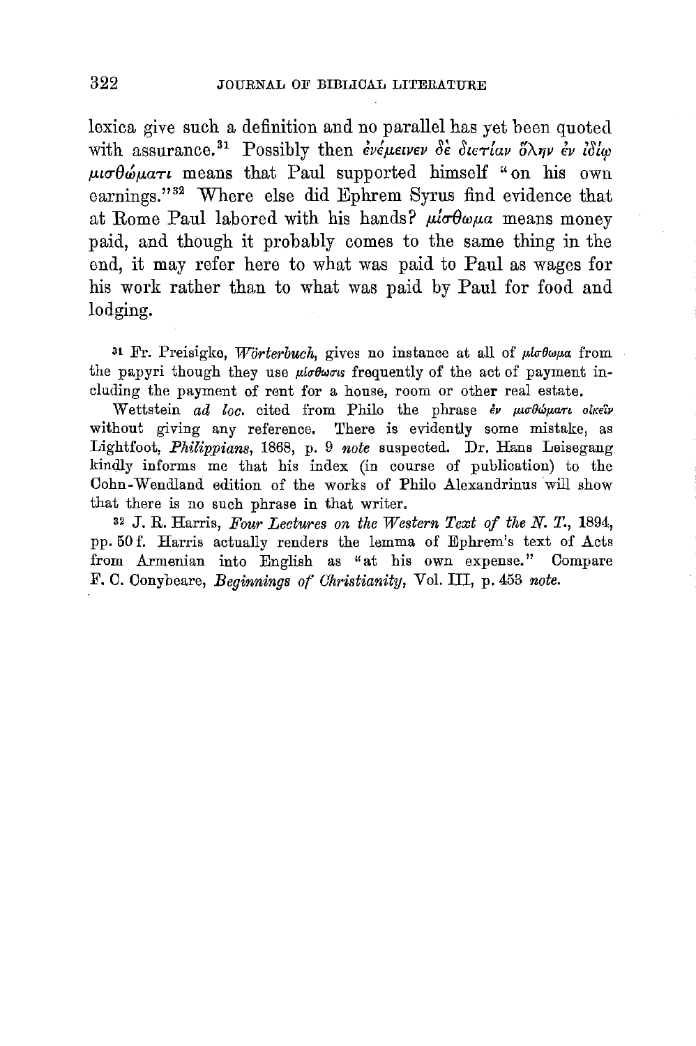lexica give such a definition and no parallel has yet been quoted with assurance.[31] Possibly then ἐνέμεινεν δὲ διετίαν ὅλην ἐν ἰδίῳ μισθώματι means that Paul supported himself "on his own earnings."[32] Where else did Ephrem Syrus find evidence that at Rome Paul labored with his hands? μίσθωμα means money paid, and though it probably comes to the same thing in the end, it may refer here to what was paid to Paul as wages for his work rather than to what was paid by Paul for food and lodging.

[31] Fr. Preisigke, *Wörterbuch*, gives no instance at all of μίσθωμα from the papyri though they use μίσθωσις frequently of the act of payment including the payment of rent for a house, room or other real estate.

Wettstein *ad loc.* cited from Philo the phrase ἐν μισθώματι οἰκεῖν without giving any reference. There is evidently some mistake, as Lightfoot, *Philippians*, 1868, p. 9 *note* suspected. Dr. Hans Leisegang kindly informs me that his index (in course of publication) to the Cohn-Wendland edition of the works of Philo Alexandrinus will show that there is no such phrase in that writer.

[32] J. R. Harris, *Four Lectures on the Western Text of the N. T.*, 1894, pp. 50 f. Harris actually renders the lemma of Ephrem's text of Acts from Armenian into English as "at his own expense." Compare F. C. Conybeare, *Beginnings of Christianity*, Vol. III, p. 453 *note*.